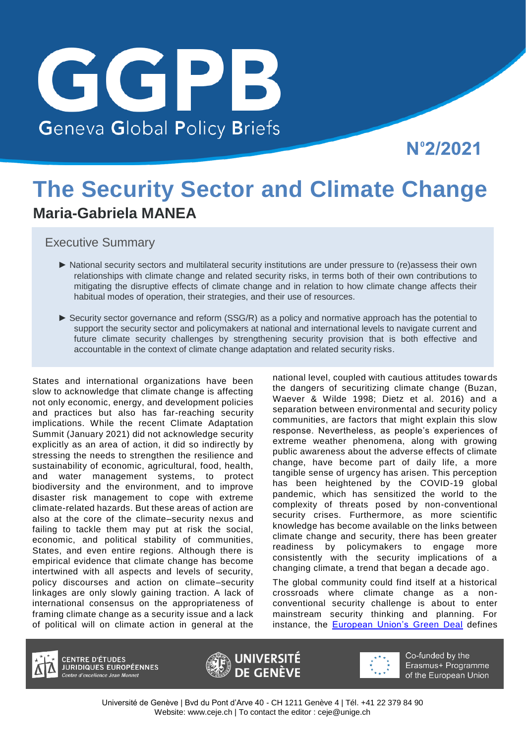# GGPB

Geneva Global Policy Briefs

N°2/2021

# The Security Sector and Climate Change

**Maria-Gabriela MANEA**

## Executive Summary

- ► National security sectors and multilateral security institutions are under pressure to (re)assess their own relationships with climate change and related security risks, in terms both of their own contributions to mitigating the disruptive effects of climate change and in relation to how climate change affects their habitual modes of operation, their strategies, and their use of resources.
- ► Security sector governance and reform (SSG/R) as a policy and normative approach has the potential to support the security sector and policymakers at national and international levels to navigate current and future climate security challenges by strengthening security provision that is both effective and accountable in the context of climate change adaptation and related security risks.

States and international organizations have been slow to acknowledge that climate change is affecting not only economic, energy, and development policies and practices but also has far-reaching security implications. While the recent Climate Adaptation Summit (January 2021) did not acknowledge security explicitly as an area of action, it did so indirectly by stressing the needs to strengthen the resilience and sustainability of economic, agricultural, food, health, and water management systems, to protect biodiversity and the environment, and to improve disaster risk management to cope with extreme climate-related hazards. But these areas of action are also at the core of the climate–security nexus and failing to tackle them may put at risk the social, economic, and political stability of communities, States, and even entire regions. Although there is empirical evidence that climate change has become intertwined with all aspects and levels of security, policy discourses and action on climate–security linkages are only slowly gaining traction. A lack of international consensus on the appropriateness of framing climate change as a security issue and a lack of political will on climate action in general at the national level, coupled with cautious attitudes towards the dangers of securitizing climate change (Buzan, Waever & Wilde 1998; Dietz et al. 2016) and a separation between environmental and security policy communities, are factors that might explain this slow response. Nevertheless, as people's experiences of extreme weather phenomena, along with growing public awareness about the adverse effects of climate change, have become part of daily life, a more tangible sense of urgency has arisen. This perception has been heightened by the COVID-19 global pandemic, which has sensitized the world to the complexity of threats posed by non-conventional security crises. Furthermore, as more scientific knowledge has become available on the links between climate change and security, there has been greater readiness by policymakers to engage more consistently with the security implications of a changing climate, a trend that began a decade ago.

The global community could find itself at a historical crossroads where climate change as a non-conventional security challenge is about to enter mainstream security thinking and planning. For instance, the European Union's Green Deal defines

CENTRE D'ÉTUDES JURIDIQUES EUROPÉENNES — Centre d'excellence Jean Monnet | UNIVERSITÉ DE GENÈVE | Co-funded by the Erasmus+ Programme of the European Union

Université de Genève | Bvd du Pont d'Arve 40 - CH 1211 Genève 4 | Tél. +41 22 379 84 90
Website: www.ceje.ch | To contact the editor : ceje@unige.ch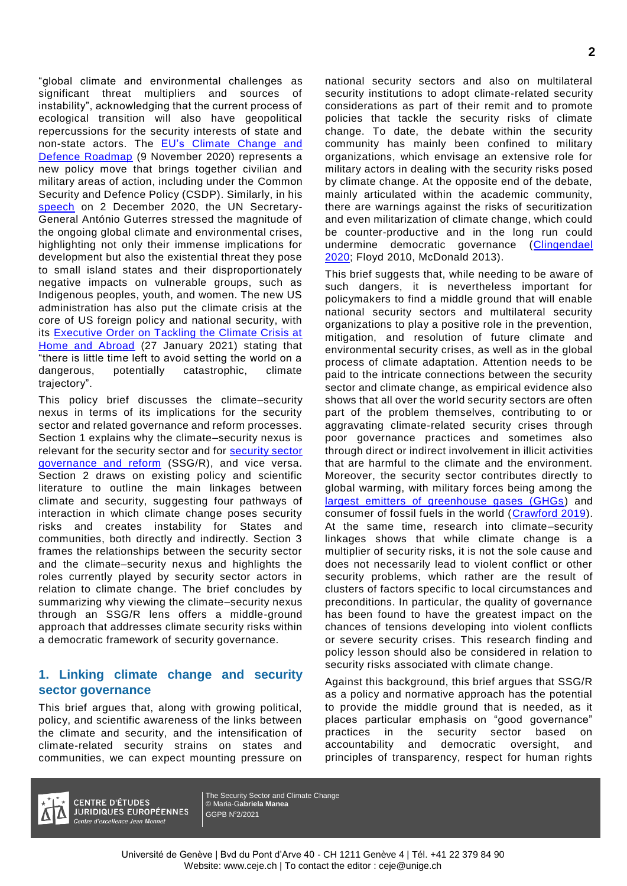"global climate and environmental challenges as significant threat multipliers and sources of instability", acknowledging that the current process of ecological transition will also have geopolitical repercussions for the security interests of state and non-state actors. The EU's Climate Change and Defence Roadmap (9 November 2020) represents a new policy move that brings together civilian and military areas of action, including under the Common Security and Defence Policy (CSDP). Similarly, in his speech on 2 December 2020, the UN Secretary-General António Guterres stressed the magnitude of the ongoing global climate and environmental crises, highlighting not only their immense implications for development but also the existential threat they pose to small island states and their disproportionately negative impacts on vulnerable groups, such as Indigenous peoples, youth, and women. The new US administration has also put the climate crisis at the core of US foreign policy and national security, with its Executive Order on Tackling the Climate Crisis at Home and Abroad (27 January 2021) stating that "there is little time left to avoid setting the world on a dangerous, potentially catastrophic, climate trajectory".

This policy brief discusses the climate–security nexus in terms of its implications for the security sector and related governance and reform processes. Section 1 explains why the climate–security nexus is relevant for the security sector and for security sector governance and reform (SSG/R), and vice versa. Section 2 draws on existing policy and scientific literature to outline the main linkages between climate and security, suggesting four pathways of interaction in which climate change poses security risks and creates instability for States and communities, both directly and indirectly. Section 3 frames the relationships between the security sector and the climate–security nexus and highlights the roles currently played by security sector actors in relation to climate change. The brief concludes by summarizing why viewing the climate–security nexus through an SSG/R lens offers a middle-ground approach that addresses climate security risks within a democratic framework of security governance.

## 1. Linking climate change and security sector governance

This brief argues that, along with growing political, policy, and scientific awareness of the links between the climate and security, and the intensification of climate-related security strains on states and communities, we can expect mounting pressure on national security sectors and also on multilateral security institutions to adopt climate-related security considerations as part of their remit and to promote policies that tackle the security risks of climate change. To date, the debate within the security community has mainly been confined to military organizations, which envisage an extensive role for military actors in dealing with the security risks posed by climate change. At the opposite end of the debate, mainly articulated within the academic community, there are warnings against the risks of securitization and even militarization of climate change, which could be counter-productive and in the long run could undermine democratic governance (Clingendael 2020; Floyd 2010, McDonald 2013).

This brief suggests that, while needing to be aware of such dangers, it is nevertheless important for policymakers to find a middle ground that will enable national security sectors and multilateral security organizations to play a positive role in the prevention, mitigation, and resolution of future climate and environmental security crises, as well as in the global process of climate adaptation. Attention needs to be paid to the intricate connections between the security sector and climate change, as empirical evidence also shows that all over the world security sectors are often part of the problem themselves, contributing to or aggravating climate-related security crises through poor governance practices and sometimes also through direct or indirect involvement in illicit activities that are harmful to the climate and the environment. Moreover, the security sector contributes directly to global warming, with military forces being among the largest emitters of greenhouse gases (GHGs) and consumer of fossil fuels in the world (Crawford 2019). At the same time, research into climate–security linkages shows that while climate change is a multiplier of security risks, it is not the sole cause and does not necessarily lead to violent conflict or other security problems, which rather are the result of clusters of factors specific to local circumstances and preconditions. In particular, the quality of governance has been found to have the greatest impact on the chances of tensions developing into violent conflicts or severe security crises. This research finding and policy lesson should also be considered in relation to security risks associated with climate change.

Against this background, this brief argues that SSG/R as a policy and normative approach has the potential to provide the middle ground that is needed, as it places particular emphasis on "good governance" practices in the security sector based on accountability and democratic oversight, and principles of transparency, respect for human rights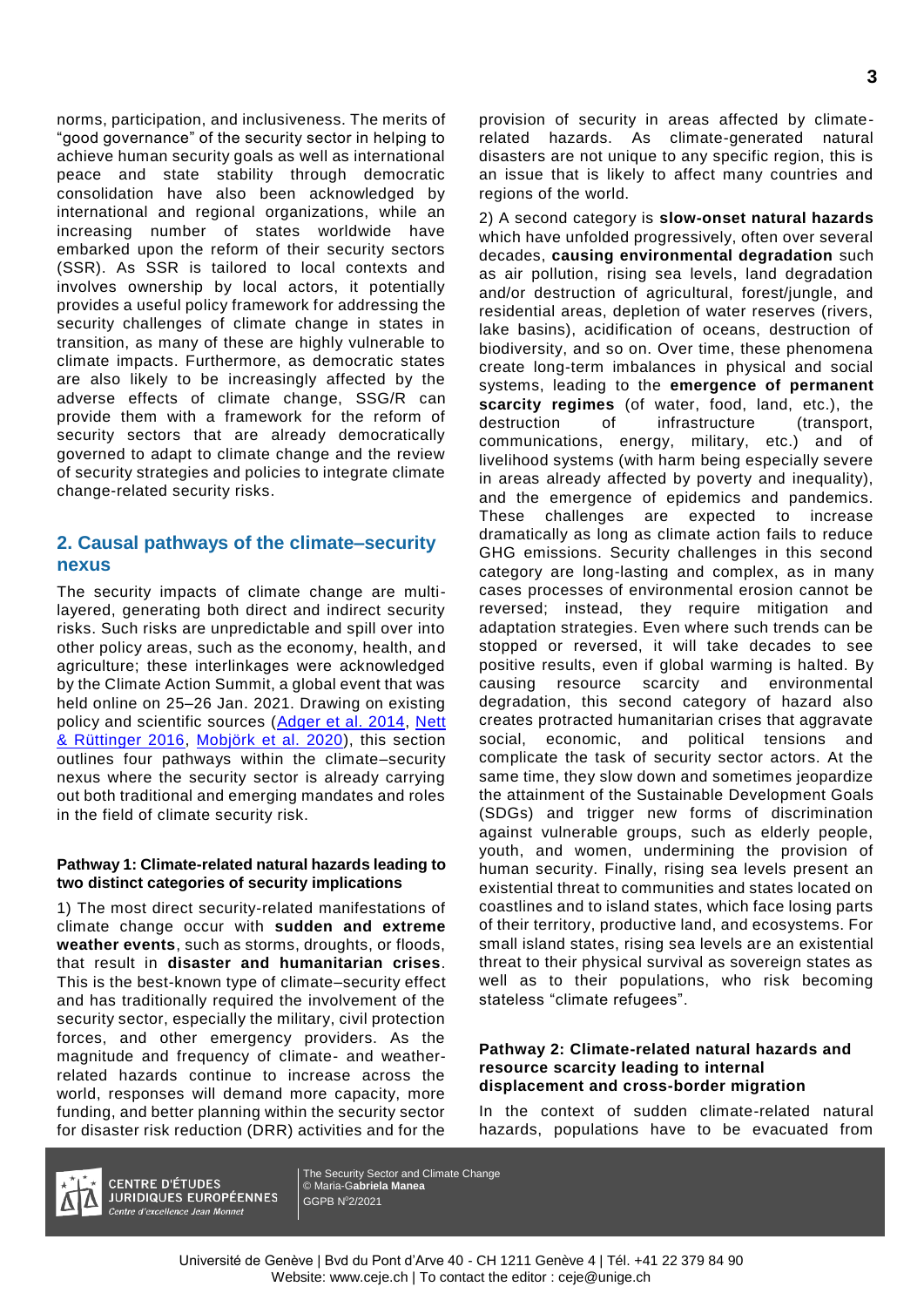norms, participation, and inclusiveness. The merits of "good governance" of the security sector in helping to achieve human security goals as well as international peace and state stability through democratic consolidation have also been acknowledged by international and regional organizations, while an increasing number of states worldwide have embarked upon the reform of their security sectors (SSR). As SSR is tailored to local contexts and involves ownership by local actors, it potentially provides a useful policy framework for addressing the security challenges of climate change in states in transition, as many of these are highly vulnerable to climate impacts. Furthermore, as democratic states are also likely to be increasingly affected by the adverse effects of climate change, SSG/R can provide them with a framework for the reform of security sectors that are already democratically governed to adapt to climate change and the review of security strategies and policies to integrate climate change-related security risks.

## 2. Causal pathways of the climate–security nexus

The security impacts of climate change are multi-layered, generating both direct and indirect security risks. Such risks are unpredictable and spill over into other policy areas, such as the economy, health, and agriculture; these interlinkages were acknowledged by the Climate Action Summit, a global event that was held online on 25–26 Jan. 2021. Drawing on existing policy and scientific sources (Adger et al. 2014, Nett & Rüttinger 2016, Mobjörk et al. 2020), this section outlines four pathways within the climate–security nexus where the security sector is already carrying out both traditional and emerging mandates and roles in the field of climate security risk.

#### Pathway 1: Climate-related natural hazards leading to two distinct categories of security implications

1) The most direct security-related manifestations of climate change occur with **sudden and extreme weather events**, such as storms, droughts, or floods, that result in **disaster and humanitarian crises**. This is the best-known type of climate–security effect and has traditionally required the involvement of the security sector, especially the military, civil protection forces, and other emergency providers. As the magnitude and frequency of climate- and weather-related hazards continue to increase across the world, responses will demand more capacity, more funding, and better planning within the security sector for disaster risk reduction (DRR) activities and for the provision of security in areas affected by climate-related hazards. As climate-generated natural disasters are not unique to any specific region, this is an issue that is likely to affect many countries and regions of the world.

2) A second category is **slow-onset natural hazards** which have unfolded progressively, often over several decades, **causing environmental degradation** such as air pollution, rising sea levels, land degradation and/or destruction of agricultural, forest/jungle, and residential areas, depletion of water reserves (rivers, lake basins), acidification of oceans, destruction of biodiversity, and so on. Over time, these phenomena create long-term imbalances in physical and social systems, leading to the **emergence of permanent scarcity regimes** (of water, food, land, etc.), the destruction of infrastructure (transport, communications, energy, military, etc.) and of livelihood systems (with harm being especially severe in areas already affected by poverty and inequality), and the emergence of epidemics and pandemics. These challenges are expected to increase dramatically as long as climate action fails to reduce GHG emissions. Security challenges in this second category are long-lasting and complex, as in many cases processes of environmental erosion cannot be reversed; instead, they require mitigation and adaptation strategies. Even where such trends can be stopped or reversed, it will take decades to see positive results, even if global warming is halted. By causing resource scarcity and environmental degradation, this second category of hazard also creates protracted humanitarian crises that aggravate social, economic, and political tensions and complicate the task of security sector actors. At the same time, they slow down and sometimes jeopardize the attainment of the Sustainable Development Goals (SDGs) and trigger new forms of discrimination against vulnerable groups, such as elderly people, youth, and women, undermining the provision of human security. Finally, rising sea levels present an existential threat to communities and states located on coastlines and to island states, which face losing parts of their territory, productive land, and ecosystems. For small island states, rising sea levels are an existential threat to their physical survival as sovereign states as well as to their populations, who risk becoming stateless "climate refugees".

#### Pathway 2: Climate-related natural hazards and resource scarcity leading to internal displacement and cross-border migration

In the context of sudden climate-related natural hazards, populations have to be evacuated from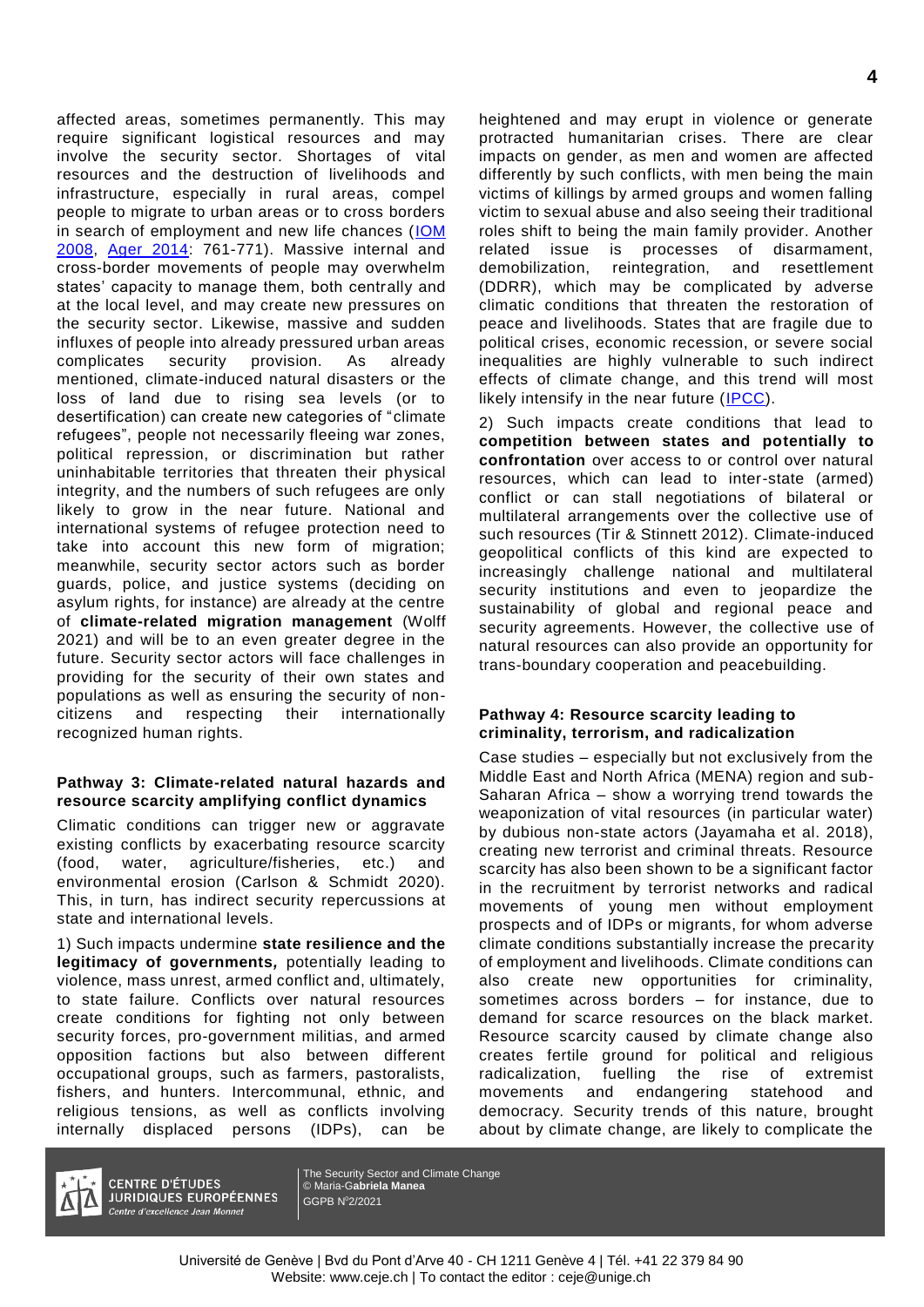affected areas, sometimes permanently. This may require significant logistical resources and may involve the security sector. Shortages of vital resources and the destruction of livelihoods and infrastructure, especially in rural areas, compel people to migrate to urban areas or to cross borders in search of employment and new life chances (IOM 2008, Ager 2014: 761-771). Massive internal and cross-border movements of people may overwhelm states' capacity to manage them, both centrally and at the local level, and may create new pressures on the security sector. Likewise, massive and sudden influxes of people into already pressured urban areas complicates security provision. As already mentioned, climate-induced natural disasters or the loss of land due to rising sea levels (or to desertification) can create new categories of "climate refugees", people not necessarily fleeing war zones, political repression, or discrimination but rather uninhabitable territories that threaten their physical integrity, and the numbers of such refugees are only likely to grow in the near future. National and international systems of refugee protection need to take into account this new form of migration; meanwhile, security sector actors such as border guards, police, and justice systems (deciding on asylum rights, for instance) are already at the centre of **climate-related migration management** (Wolff 2021) and will be to an even greater degree in the future. Security sector actors will face challenges in providing for the security of their own states and populations as well as ensuring the security of non-citizens and respecting their internationally recognized human rights.

### Pathway 3: Climate-related natural hazards and resource scarcity amplifying conflict dynamics

Climatic conditions can trigger new or aggravate existing conflicts by exacerbating resource scarcity (food, water, agriculture/fisheries, etc.) and environmental erosion (Carlson & Schmidt 2020). This, in turn, has indirect security repercussions at state and international levels.

1) Such impacts undermine **state resilience and the legitimacy of governments***,* potentially leading to violence, mass unrest, armed conflict and, ultimately, to state failure. Conflicts over natural resources create conditions for fighting not only between security forces, pro-government militias, and armed opposition factions but also between different occupational groups, such as farmers, pastoralists, fishers, and hunters. Intercommunal, ethnic, and religious tensions, as well as conflicts involving internally displaced persons (IDPs), can be heightened and may erupt in violence or generate protracted humanitarian crises. There are clear impacts on gender, as men and women are affected differently by such conflicts, with men being the main victims of killings by armed groups and women falling victim to sexual abuse and also seeing their traditional roles shift to being the main family provider. Another related issue is processes of disarmament, demobilization, reintegration, and resettlement (DDRR), which may be complicated by adverse climatic conditions that threaten the restoration of peace and livelihoods. States that are fragile due to political crises, economic recession, or severe social inequalities are highly vulnerable to such indirect effects of climate change, and this trend will most likely intensify in the near future (IPCC).

2) Such impacts create conditions that lead to **competition between states and potentially to confrontation** over access to or control over natural resources, which can lead to inter-state (armed) conflict or can stall negotiations of bilateral or multilateral arrangements over the collective use of such resources (Tir & Stinnett 2012). Climate-induced geopolitical conflicts of this kind are expected to increasingly challenge national and multilateral security institutions and even to jeopardize the sustainability of global and regional peace and security agreements. However, the collective use of natural resources can also provide an opportunity for trans-boundary cooperation and peacebuilding.

### Pathway 4: Resource scarcity leading to criminality, terrorism, and radicalization

Case studies – especially but not exclusively from the Middle East and North Africa (MENA) region and sub-Saharan Africa – show a worrying trend towards the weaponization of vital resources (in particular water) by dubious non-state actors (Jayamaha et al. 2018), creating new terrorist and criminal threats. Resource scarcity has also been shown to be a significant factor in the recruitment by terrorist networks and radical movements of young men without employment prospects and of IDPs or migrants, for whom adverse climate conditions substantially increase the precarity of employment and livelihoods. Climate conditions can also create new opportunities for criminality, sometimes across borders – for instance, due to demand for scarce resources on the black market. Resource scarcity caused by climate change also creates fertile ground for political and religious radicalization, fuelling the rise of extremist movements and endangering statehood and democracy. Security trends of this nature, brought about by climate change, are likely to complicate the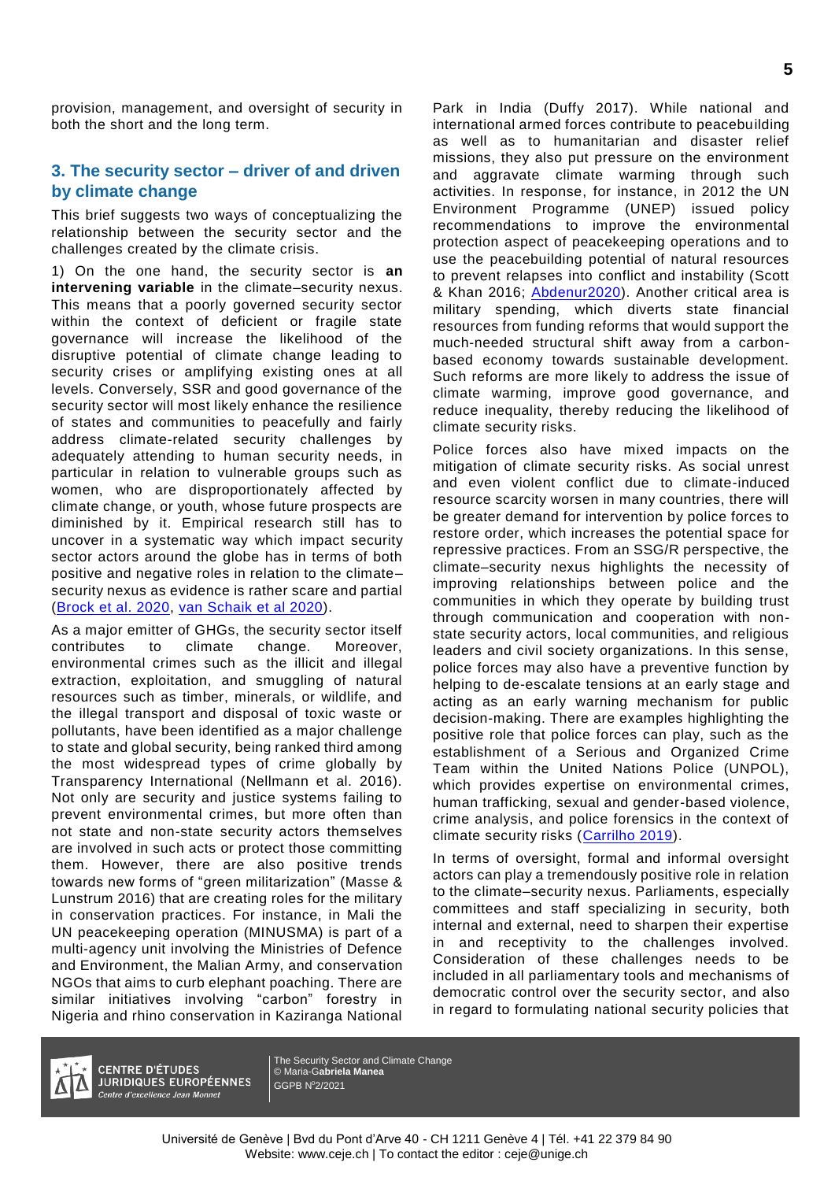provision, management, and oversight of security in both the short and the long term.

## 3. The security sector – driver of and driven by climate change

This brief suggests two ways of conceptualizing the relationship between the security sector and the challenges created by the climate crisis.

1) On the one hand, the security sector is **an intervening variable** in the climate–security nexus. This means that a poorly governed security sector within the context of deficient or fragile state governance will increase the likelihood of the disruptive potential of climate change leading to security crises or amplifying existing ones at all levels. Conversely, SSR and good governance of the security sector will most likely enhance the resilience of states and communities to peacefully and fairly address climate-related security challenges by adequately attending to human security needs, in particular in relation to vulnerable groups such as women, who are disproportionately affected by climate change, or youth, whose future prospects are diminished by it. Empirical research still has to uncover in a systematic way which impact security sector actors around the globe has in terms of both positive and negative roles in relation to the climate–security nexus as evidence is rather scare and partial (Brock et al. 2020, van Schaik et al 2020).

As a major emitter of GHGs, the security sector itself contributes to climate change. Moreover, environmental crimes such as the illicit and illegal extraction, exploitation, and smuggling of natural resources such as timber, minerals, or wildlife, and the illegal transport and disposal of toxic waste or pollutants, have been identified as a major challenge to state and global security, being ranked third among the most widespread types of crime globally by Transparency International (Nellmann et al. 2016). Not only are security and justice systems failing to prevent environmental crimes, but more often than not state and non-state security actors themselves are involved in such acts or protect those committing them. However, there are also positive trends towards new forms of "green militarization" (Masse & Lunstrum 2016) that are creating roles for the military in conservation practices. For instance, in Mali the UN peacekeeping operation (MINUSMA) is part of a multi-agency unit involving the Ministries of Defence and Environment, the Malian Army, and conservation NGOs that aims to curb elephant poaching. There are similar initiatives involving "carbon" forestry in Nigeria and rhino conservation in Kaziranga National Park in India (Duffy 2017). While national and international armed forces contribute to peacebuilding as well as to humanitarian and disaster relief missions, they also put pressure on the environment and aggravate climate warming through such activities. In response, for instance, in 2012 the UN Environment Programme (UNEP) issued policy recommendations to improve the environmental protection aspect of peacekeeping operations and to use the peacebuilding potential of natural resources to prevent relapses into conflict and instability (Scott & Khan 2016; Abdenur2020). Another critical area is military spending, which diverts state financial resources from funding reforms that would support the much-needed structural shift away from a carbon-based economy towards sustainable development. Such reforms are more likely to address the issue of climate warming, improve good governance, and reduce inequality, thereby reducing the likelihood of climate security risks.

Police forces also have mixed impacts on the mitigation of climate security risks. As social unrest and even violent conflict due to climate-induced resource scarcity worsen in many countries, there will be greater demand for intervention by police forces to restore order, which increases the potential space for repressive practices. From an SSG/R perspective, the climate–security nexus highlights the necessity of improving relationships between police and the communities in which they operate by building trust through communication and cooperation with non-state security actors, local communities, and religious leaders and civil society organizations. In this sense, police forces may also have a preventive function by helping to de-escalate tensions at an early stage and acting as an early warning mechanism for public decision-making. There are examples highlighting the positive role that police forces can play, such as the establishment of a Serious and Organized Crime Team within the United Nations Police (UNPOL), which provides expertise on environmental crimes, human trafficking, sexual and gender-based violence, crime analysis, and police forensics in the context of climate security risks (Carrilho 2019).

In terms of oversight, formal and informal oversight actors can play a tremendously positive role in relation to the climate–security nexus. Parliaments, especially committees and staff specializing in security, both internal and external, need to sharpen their expertise in and receptivity to the challenges involved. Consideration of these challenges needs to be included in all parliamentary tools and mechanisms of democratic control over the security sector, and also in regard to formulating national security policies that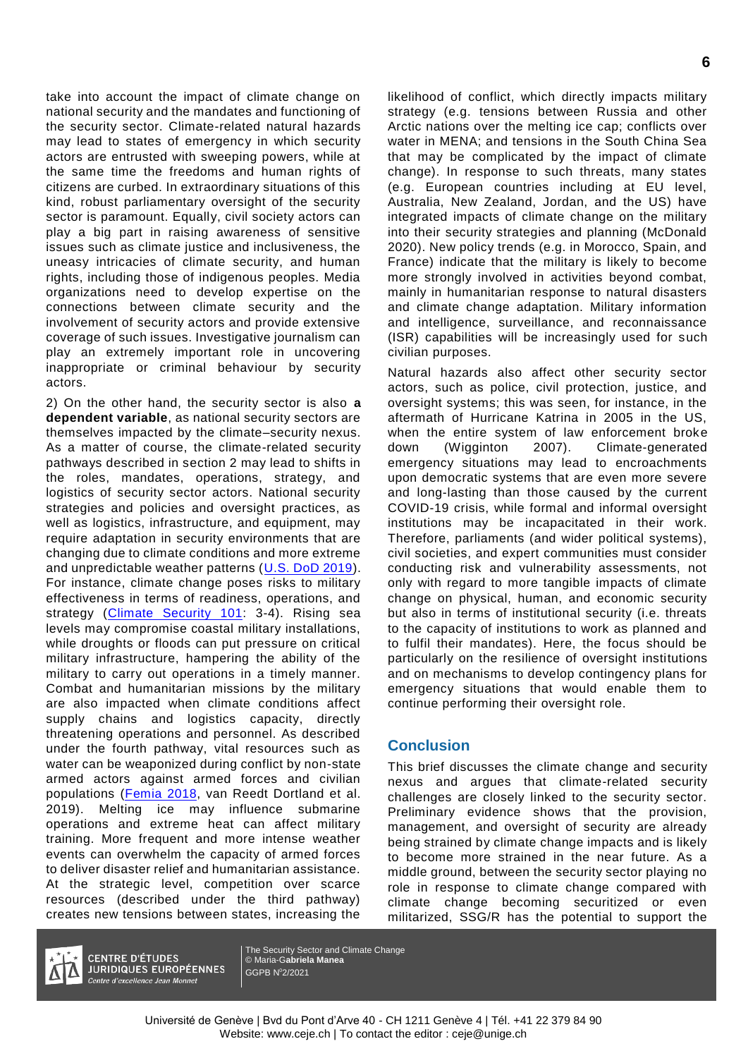take into account the impact of climate change on national security and the mandates and functioning of the security sector. Climate-related natural hazards may lead to states of emergency in which security actors are entrusted with sweeping powers, while at the same time the freedoms and human rights of citizens are curbed. In extraordinary situations of this kind, robust parliamentary oversight of the security sector is paramount. Equally, civil society actors can play a big part in raising awareness of sensitive issues such as climate justice and inclusiveness, the uneasy intricacies of climate security, and human rights, including those of indigenous peoples. Media organizations need to develop expertise on the connections between climate security and the involvement of security actors and provide extensive coverage of such issues. Investigative journalism can play an extremely important role in uncovering inappropriate or criminal behaviour by security actors.

2) On the other hand, the security sector is also **a dependent variable**, as national security sectors are themselves impacted by the climate–security nexus. As a matter of course, the climate-related security pathways described in section 2 may lead to shifts in the roles, mandates, operations, strategy, and logistics of security sector actors. National security strategies and policies and oversight practices, as well as logistics, infrastructure, and equipment, may require adaptation in security environments that are changing due to climate conditions and more extreme and unpredictable weather patterns (U.S. DoD 2019). For instance, climate change poses risks to military effectiveness in terms of readiness, operations, and strategy (Climate Security 101: 3-4). Rising sea levels may compromise coastal military installations, while droughts or floods can put pressure on critical military infrastructure, hampering the ability of the military to carry out operations in a timely manner. Combat and humanitarian missions by the military are also impacted when climate conditions affect supply chains and logistics capacity, directly threatening operations and personnel. As described under the fourth pathway, vital resources such as water can be weaponized during conflict by non-state armed actors against armed forces and civilian populations (Femia 2018, van Reedt Dortland et al. 2019). Melting ice may influence submarine operations and extreme heat can affect military training. More frequent and more intense weather events can overwhelm the capacity of armed forces to deliver disaster relief and humanitarian assistance. At the strategic level, competition over scarce resources (described under the third pathway) creates new tensions between states, increasing the likelihood of conflict, which directly impacts military strategy (e.g. tensions between Russia and other Arctic nations over the melting ice cap; conflicts over water in MENA; and tensions in the South China Sea that may be complicated by the impact of climate change). In response to such threats, many states (e.g. European countries including at EU level, Australia, New Zealand, Jordan, and the US) have integrated impacts of climate change on the military into their security strategies and planning (McDonald 2020). New policy trends (e.g. in Morocco, Spain, and France) indicate that the military is likely to become more strongly involved in activities beyond combat, mainly in humanitarian response to natural disasters and climate change adaptation. Military information and intelligence, surveillance, and reconnaissance (ISR) capabilities will be increasingly used for such civilian purposes.

Natural hazards also affect other security sector actors, such as police, civil protection, justice, and oversight systems; this was seen, for instance, in the aftermath of Hurricane Katrina in 2005 in the US, when the entire system of law enforcement broke down (Wigginton 2007). Climate-generated emergency situations may lead to encroachments upon democratic systems that are even more severe and long-lasting than those caused by the current COVID-19 crisis, while formal and informal oversight institutions may be incapacitated in their work. Therefore, parliaments (and wider political systems), civil societies, and expert communities must consider conducting risk and vulnerability assessments, not only with regard to more tangible impacts of climate change on physical, human, and economic security but also in terms of institutional security (i.e. threats to the capacity of institutions to work as planned and to fulfil their mandates). Here, the focus should be particularly on the resilience of oversight institutions and on mechanisms to develop contingency plans for emergency situations that would enable them to continue performing their oversight role.

## Conclusion

This brief discusses the climate change and security nexus and argues that climate-related security challenges are closely linked to the security sector. Preliminary evidence shows that the provision, management, and oversight of security are already being strained by climate change impacts and is likely to become more strained in the near future. As a middle ground, between the security sector playing no role in response to climate change compared with climate change becoming securitized or even militarized, SSG/R has the potential to support the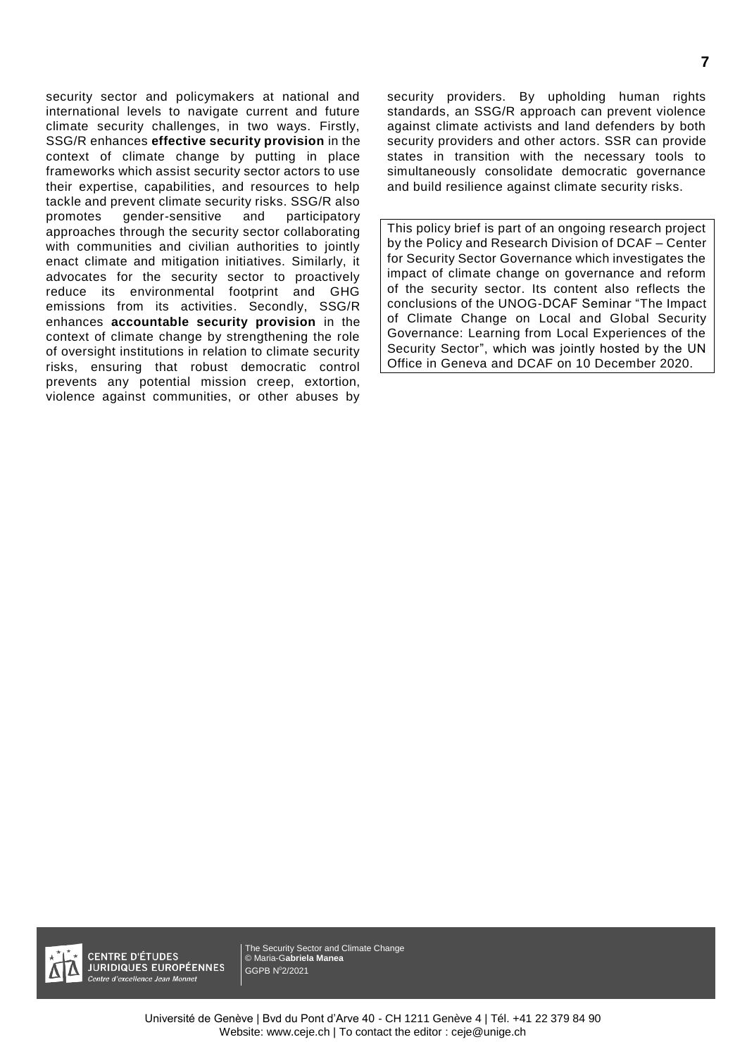security sector and policymakers at national and international levels to navigate current and future climate security challenges, in two ways. Firstly, SSG/R enhances **effective security provision** in the context of climate change by putting in place frameworks which assist security sector actors to use their expertise, capabilities, and resources to help tackle and prevent climate security risks. SSG/R also promotes gender-sensitive and participatory approaches through the security sector collaborating with communities and civilian authorities to jointly enact climate and mitigation initiatives. Similarly, it advocates for the security sector to proactively reduce its environmental footprint and GHG emissions from its activities. Secondly, SSG/R enhances **accountable security provision** in the context of climate change by strengthening the role of oversight institutions in relation to climate security risks, ensuring that robust democratic control prevents any potential mission creep, extortion, violence against communities, or other abuses by security providers. By upholding human rights standards, an SSG/R approach can prevent violence against climate activists and land defenders by both security providers and other actors. SSR can provide states in transition with the necessary tools to simultaneously consolidate democratic governance and build resilience against climate security risks.

This policy brief is part of an ongoing research project by the Policy and Research Division of DCAF – Center for Security Sector Governance which investigates the impact of climate change on governance and reform of the security sector. Its content also reflects the conclusions of the UNOG-DCAF Seminar "The Impact of Climate Change on Local and Global Security Governance: Learning from Local Experiences of the Security Sector", which was jointly hosted by the UN Office in Geneva and DCAF on 10 December 2020.

CENTRE D'ÉTUDES JURIDIQUES EUROPÉENNES
*Centre d'excellence Jean Monnet*

The Security Sector and Climate Change
© Maria-G**abriela Manea**
GGPB N°2/2021

Université de Genève | Bvd du Pont d'Arve 40 - CH 1211 Genève 4 | Tél. +41 22 379 84 90
Website: www.ceje.ch | To contact the editor : ceje@unige.ch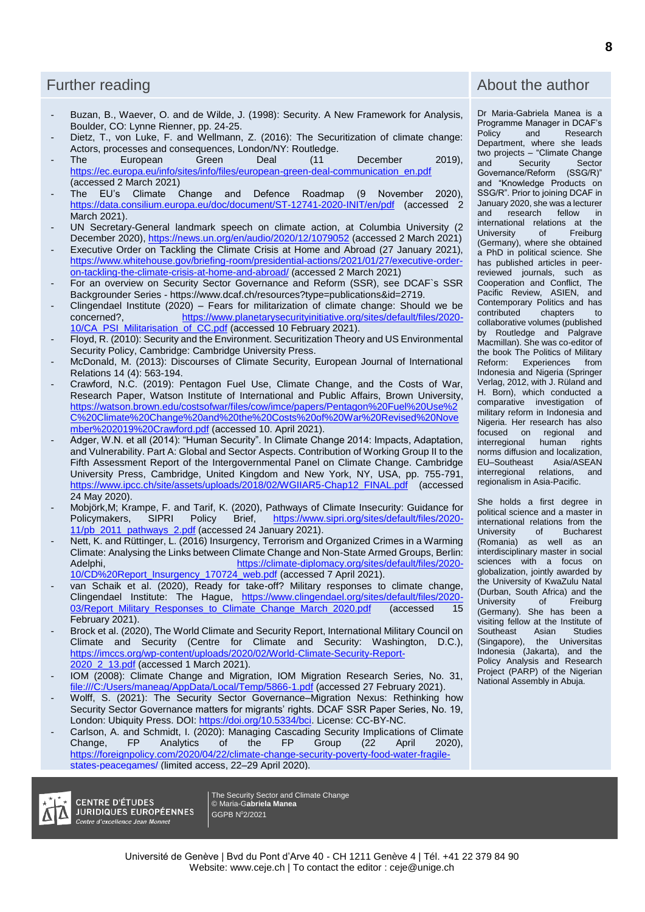## Further reading

- Buzan, B., Waever, O. and de Wilde, J. (1998): Security. A New Framework for Analysis, Boulder, CO: Lynne Rienner, pp. 24-25.
- Dietz, T., von Luke, F. and Wellmann, Z. (2016): The Securitization of climate change: Actors, processes and consequences, London/NY: Routledge.
- The European Green Deal (11 December 2019), https://ec.europa.eu/info/sites/info/files/european-green-deal-communication_en.pdf (accessed 2 March 2021)
- The EU's Climate Change and Defence Roadmap (9 November 2020), https://data.consilium.europa.eu/doc/document/ST-12741-2020-INIT/en/pdf (accessed 2 March 2021).
- UN Secretary-General landmark speech on climate action, at Columbia University (2 December 2020), https://news.un.org/en/audio/2020/12/1079052 (accessed 2 March 2021)
- Executive Order on Tackling the Climate Crisis at Home and Abroad (27 January 2021), https://www.whitehouse.gov/briefing-room/presidential-actions/2021/01/27/executive-order-on-tackling-the-climate-crisis-at-home-and-abroad/ (accessed 2 March 2021)
- For an overview on Security Sector Governance and Reform (SSR), see DCAF`s SSR Backgrounder Series - https://www.dcaf.ch/resources?type=publications&id=2719.
- Clingendael Institute (2020) – Fears for militarization of climate change: Should we be concerned?, https://www.planetarysecurityinitiative.org/sites/default/files/2020-10/CA_PSI_Militarisation_of_CC.pdf (accessed 10 February 2021).
- Floyd, R. (2010): Security and the Environment. Securitization Theory and US Environmental Security Policy, Cambridge: Cambridge University Press.
- McDonald, M. (2013): Discourses of Climate Security, European Journal of International Relations 14 (4): 563-194.
- Crawford, N.C. (2019): Pentagon Fuel Use, Climate Change, and the Costs of War, Research Paper, Watson Institute of International and Public Affairs, Brown University, https://watson.brown.edu/costsofwar/files/cow/imce/papers/Pentagon%20Fuel%20Use%2C%20Climate%20Change%20and%20the%20Costs%20of%20War%20Revised%20November%202019%20Crawford.pdf (accessed 10. April 2021).
- Adger, W.N. et all (2014): "Human Security". In Climate Change 2014: Impacts, Adaptation, and Vulnerability. Part A: Global and Sector Aspects. Contribution of Working Group II to the Fifth Assessment Report of the Intergovernmental Panel on Climate Change. Cambridge University Press, Cambridge, United Kingdom and New York, NY, USA, pp. 755-791, https://www.ipcc.ch/site/assets/uploads/2018/02/WGIIAR5-Chap12_FINAL.pdf (accessed 24 May 2020).
- Mobjörk,M; Krampe, F. and Tarif, K. (2020), Pathways of Climate Insecurity: Guidance for Policymakers, SIPRI Policy Brief, https://www.sipri.org/sites/default/files/2020-11/pb_2011_pathways_2.pdf (accessed 24 January 2021).
- Nett, K. and Rüttinger, L. (2016) Insurgency, Terrorism and Organized Crimes in a Warming Climate: Analysing the Links between Climate Change and Non-State Armed Groups, Berlin: Adelphi, https://climate-diplomacy.org/sites/default/files/2020-10/CD%20Report_Insurgency_170724_web.pdf (accessed 7 April 2021).
- van Schaik et al. (2020), Ready for take-off? Military responses to climate change, Clingendael Institute: The Hague, https://www.clingendael.org/sites/default/files/2020-03/Report_Military_Responses_to_Climate_Change_March_2020.pdf (accessed 15 February 2021).
- Brock et al. (2020), The World Climate and Security Report, International Military Council on Climate and Security (Centre for Climate and Security: Washington, D.C.), https://imccs.org/wp-content/uploads/2020/02/World-Climate-Security-Report-2020_2_13.pdf (accessed 1 March 2021).
- IOM (2008): Climate Change and Migration, IOM Migration Research Series, No. 31, file:///C:/Users/maneag/AppData/Local/Temp/5866-1.pdf (accessed 27 February 2021).
- Wolff, S. (2021): The Security Sector Governance–Migration Nexus: Rethinking how Security Sector Governance matters for migrants' rights. DCAF SSR Paper Series, No. 19, London: Ubiquity Press. DOI: https://doi.org/10.5334/bci. License: CC-BY-NC.
- Carlson, A. and Schmidt, I. (2020): Managing Cascading Security Implications of Climate Change, FP Analytics of the FP Group (22 April 2020), https://foreignpolicy.com/2020/04/22/climate-change-security-poverty-food-water-fragile-states-peacegames/ (limited access, 22–29 April 2020).

## About the author

Dr Maria-Gabriela Manea is a Programme Manager in DCAF's Policy and Research Department, where she leads two projects – "Climate Change and Security Sector Governance/Reform (SSG/R)" and "Knowledge Products on SSG/R". Prior to joining DCAF in January 2020, she was a lecturer and research fellow in international relations at the University of Freiburg (Germany), where she obtained a PhD in political science. She has published articles in peer-reviewed journals, such as Cooperation and Conflict, The Pacific Review, ASIEN, and Contemporary Politics and has contributed chapters to collaborative volumes (published by Routledge and Palgrave Macmillan). She was co-editor of the book The Politics of Military Reform: Experiences from Indonesia and Nigeria (Springer Verlag, 2012, with J. Rüland and H. Born), which conducted a comparative investigation of military reform in Indonesia and Nigeria. Her research has also focused on regional and interregional human rights norms diffusion and localization, EU–Southeast Asia/ASEAN interregional relations, and regionalism in Asia-Pacific.

She holds a first degree in political science and a master in international relations from the University of Bucharest (Romania) as well as an interdisciplinary master in social sciences with a focus on globalization, jointly awarded by the University of KwaZulu Natal (Durban, South Africa) and the University of Freiburg (Germany). She has been a visiting fellow at the Institute of Southeast Asian Studies (Singapore), the Universitas Indonesia (Jakarta), and the Policy Analysis and Research Project (PARP) of the Nigerian National Assembly in Abuja.

CENTRE D'ÉTUDES JURIDIQUES EUROPÉENNES
Centre d'excellence Jean Monnet

The Security Sector and Climate Change
© Maria-Gabriela Manea
GGPB N°2/2021

Université de Genève | Bvd du Pont d'Arve 40 - CH 1211 Genève 4 | Tél. +41 22 379 84 90
Website: www.ceje.ch | To contact the editor : ceje@unige.ch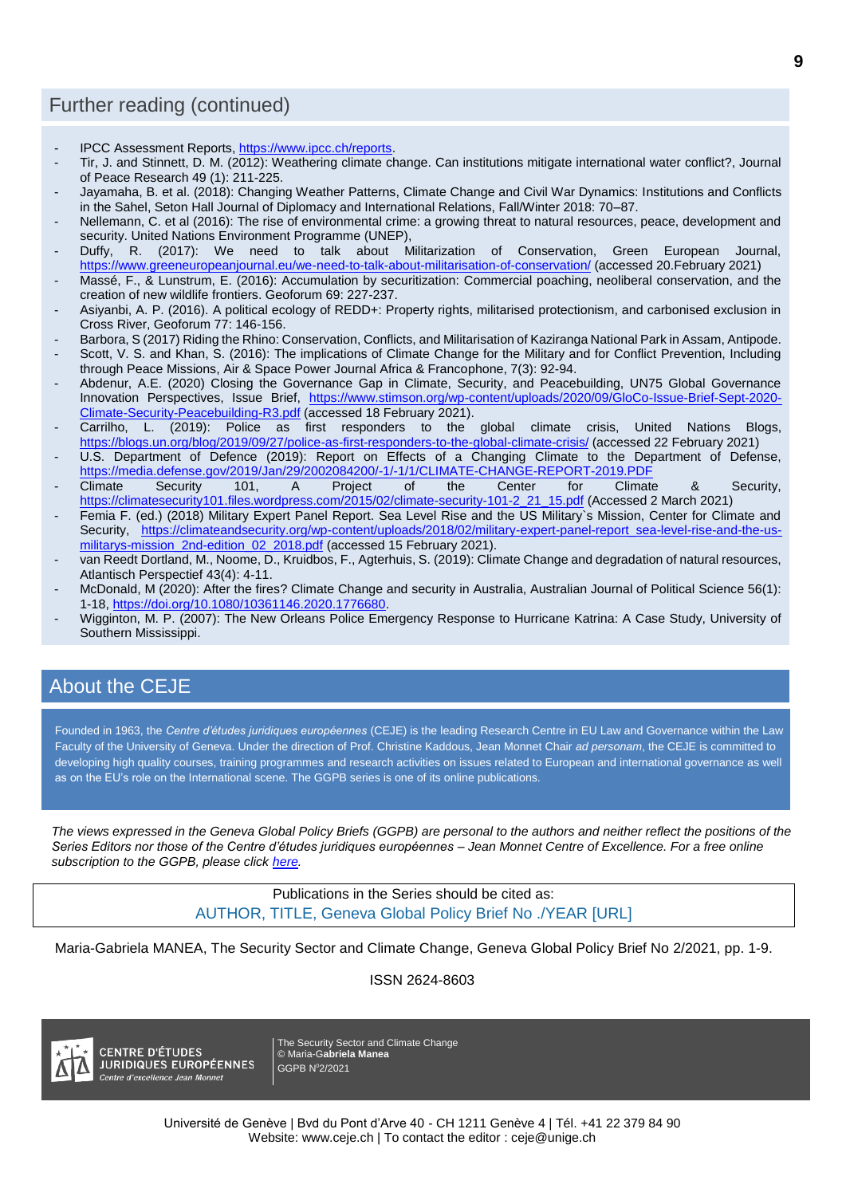## Further reading (continued)

- IPCC Assessment Reports, https://www.ipcc.ch/reports.
- Tir, J. and Stinnett, D. M. (2012): Weathering climate change. Can institutions mitigate international water conflict?, Journal of Peace Research 49 (1): 211-225.
- Jayamaha, B. et al. (2018): Changing Weather Patterns, Climate Change and Civil War Dynamics: Institutions and Conflicts in the Sahel, Seton Hall Journal of Diplomacy and International Relations, Fall/Winter 2018: 70–87.
- Nellemann, C. et al (2016): The rise of environmental crime: a growing threat to natural resources, peace, development and security. United Nations Environment Programme (UNEP),
- Duffy, R. (2017): We need to talk about Militarization of Conservation, Green European Journal, https://www.greeneuropeanjournal.eu/we-need-to-talk-about-militarisation-of-conservation/ (accessed 20.February 2021)
- Massé, F., & Lunstrum, E. (2016): Accumulation by securitization: Commercial poaching, neoliberal conservation, and the creation of new wildlife frontiers. Geoforum 69: 227-237.
- Asiyanbi, A. P. (2016). A political ecology of REDD+: Property rights, militarised protectionism, and carbonised exclusion in Cross River, Geoforum 77: 146-156.
- Barbora, S (2017) Riding the Rhino: Conservation, Conflicts, and Militarisation of Kaziranga National Park in Assam, Antipode.
- Scott, V. S. and Khan, S. (2016): The implications of Climate Change for the Military and for Conflict Prevention, Including through Peace Missions, Air & Space Power Journal Africa & Francophone, 7(3): 92-94.
- Abdenur, A.E. (2020) Closing the Governance Gap in Climate, Security, and Peacebuilding, UN75 Global Governance Innovation Perspectives, Issue Brief, https://www.stimson.org/wp-content/uploads/2020/09/GloCo-Issue-Brief-Sept-2020-Climate-Security-Peacebuilding-R3.pdf (accessed 18 February 2021).
- Carrilho, L. (2019): Police as first responders to the global climate crisis, United Nations Blogs, https://blogs.un.org/blog/2019/09/27/police-as-first-responders-to-the-global-climate-crisis/ (accessed 22 February 2021)
- U.S. Department of Defence (2019): Report on Effects of a Changing Climate to the Department of Defense, https://media.defense.gov/2019/Jan/29/2002084200/-1/-1/1/CLIMATE-CHANGE-REPORT-2019.PDF
- Climate Security 101, A Project of the Center for Climate & Security, https://climatesecurity101.files.wordpress.com/2015/02/climate-security-101-2_21_15.pdf (Accessed 2 March 2021)
- Femia F. (ed.) (2018) Military Expert Panel Report. Sea Level Rise and the US Military`s Mission, Center for Climate and Security, https://climateandsecurity.org/wp-content/uploads/2018/02/military-expert-panel-report_sea-level-rise-and-the-us-militarys-mission_2nd-edition_02_2018.pdf (accessed 15 February 2021).
- van Reedt Dortland, M., Noome, D., Kruidbos, F., Agterhuis, S. (2019): Climate Change and degradation of natural resources, Atlantisch Perspectief 43(4): 4-11.
- McDonald, M (2020): After the fires? Climate Change and security in Australia, Australian Journal of Political Science 56(1): 1-18, https://doi.org/10.1080/10361146.2020.1776680.
- Wigginton, M. P. (2007): The New Orleans Police Emergency Response to Hurricane Katrina: A Case Study, University of Southern Mississippi.

## About the CEJE

Founded in 1963, the *Centre d'études juridiques européennes* (CEJE) is the leading Research Centre in EU Law and Governance within the Law Faculty of the University of Geneva. Under the direction of Prof. Christine Kaddous, Jean Monnet Chair *ad personam*, the CEJE is committed to developing high quality courses, training programmes and research activities on issues related to European and international governance as well as on the EU's role on the International scene. The GGPB series is one of its online publications.

*The views expressed in the Geneva Global Policy Briefs (GGPB) are personal to the authors and neither reflect the positions of the Series Editors nor those of the Centre d'études juridiques européennes – Jean Monnet Centre of Excellence. For a free online subscription to the GGPB, please click here.*

Publications in the Series should be cited as:
AUTHOR, TITLE, Geneva Global Policy Brief No ./YEAR [URL]

Maria-Gabriela MANEA, The Security Sector and Climate Change, Geneva Global Policy Brief No 2/2021, pp. 1-9.

ISSN 2624-8603

CENTRE D'ÉTUDES JURIDIQUES EUROPÉENNES
*Centre d'excellence Jean Monnet*

The Security Sector and Climate Change
© Maria-Gabriela Manea
GGPB N°2/2021

Université de Genève | Bvd du Pont d'Arve 40 - CH 1211 Genève 4 | Tél. +41 22 379 84 90
Website: www.ceje.ch | To contact the editor : ceje@unige.ch